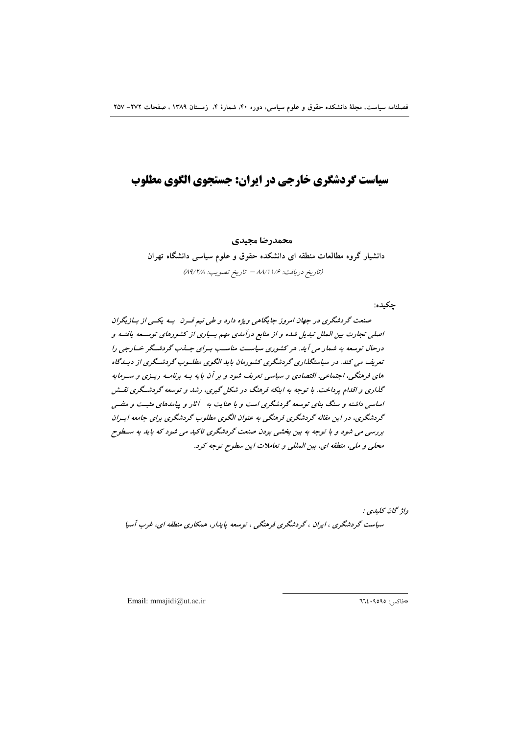# سیاست گردشگری خارجی در ایران: جستجوی الگوی مطلوب

**محمدرضا مجیدی**

**دانشیار گروه مطالعات منطقه ای دانشکده حقوق و علوم سیاسی دانشگاه تهران**

*(تاریخ دریافت: ۸۸/۱۱/۶ – تاریخ تصویب: ۸۹/۲/۸)*

**چکیده:**

*صنعت گردشگری در جهان امروز جایگاهی ویژه دارد و طی نیم قرن به یکی از بازیگران اصلی تجارت بین الملل تبدیل شده و از منابع درآمدی مهم بسیاری از کشورهای توسعه یافته و درحال توسعه به شمار می آید. هر کشوری سیاست مناسب برای جذب گردشگر خارجی را تعریف می کند. در سیاستگذاری گردشگری کشورمان باید الگوی مطلوب گردشگری از دیدگاه های فرهنگی، اجتماعی، اقتصادی و سیاسی تعریف شود و بر آن پایه به برنامه ریزی و سرمایه گذاری و اقدام پرداخت. با توجه به اینکه فرهنگ در شکل گیری، رشد و توسعه گردشگری نقش اساسی داشته و سنگ بنای توسعه گردشگری است و با عنایت به آثار و پیامدهای مثبت و منفی گردشگری، در این مقاله گردشگری فرهنگی به عنوان الگوی مطلوب گردشگری برای جامعه ایران بررسی می شود و با توجه به بین بخشی بودن صنعت گردشگری تاکید می شود که باید به سطوح محلی و ملی، منطقه ای، بین المللی و تعاملات این سطوح توجه کرد.*

*واژگان کلیدی :*

*سیاست گردشگری ، ایران ، گردشگری فرهنگی ، توسعه پایدار، همکاری منطقه ای، غرب آسیا*

---

*فاکس: ۶۶۴۰۹۵۹۵

Email: mmajidi@ut.ac.ir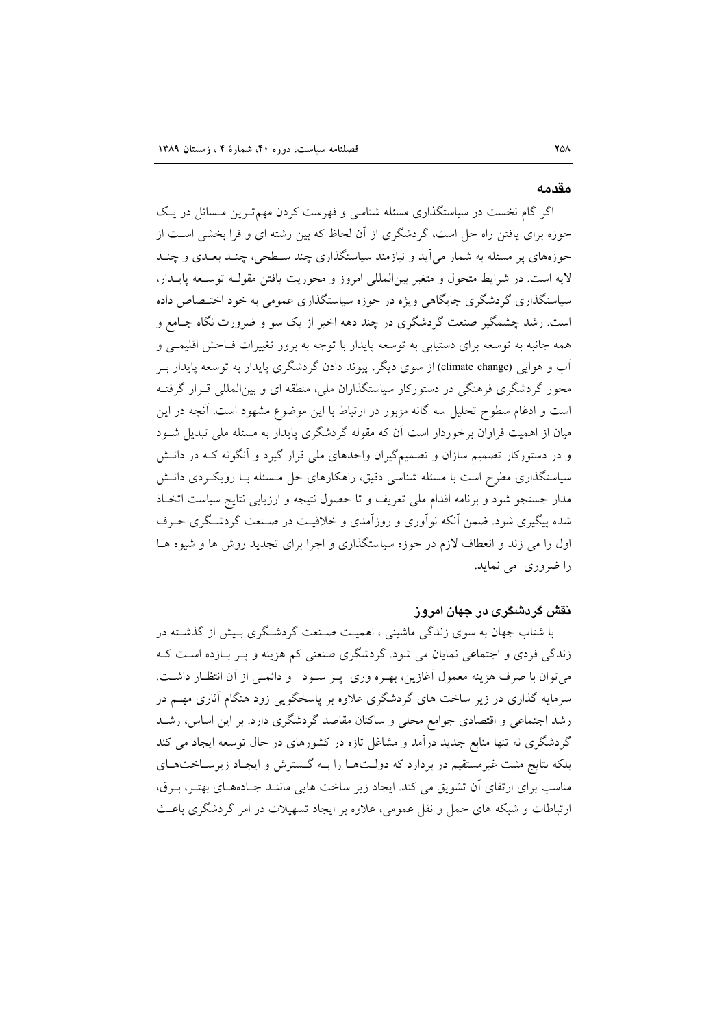## مقدمه

اگر گام نخست در سیاستگذاری مسئله شناسی و فهرست کردن مهم‌ترین مسائل در یک حوزه برای یافتن راه حل است، گردشگری از آن لحاظ که بین رشته ای و فرا بخشی است از حوزه‌های پر مسئله به شمار می‌آید و نیازمند سیاستگذاری چند سطحی، چند بعدی و چند لایه است. در شرایط متحول و متغیر بین‌المللی امروز و محوریت یافتن مقوله توسعه پایدار، سیاستگذاری گردشگری جایگاهی ویژه در حوزه سیاستگذاری عمومی به خود اختصاص داده است. رشد چشمگیر صنعت گردشگری در چند دهه اخیر از یک سو و ضرورت نگاه جامع و همه جانبه به توسعه برای دستیابی به توسعه پایدار با توجه به بروز تغییرات فاحش اقلیمی و آب و هوایی (climate change) از سوی دیگر، پیوند دادن گردشگری پایدار به توسعه پایدار بر محور گردشگری فرهنگی در دستورکار سیاستگذاران ملی، منطقه ای و بین‌المللی قرار گرفته است و ادغام سطوح تحلیل سه گانه مزبور در ارتباط با این موضوع مشهود است. آنچه در این میان از اهمیت فراوان برخوردار است آن که مقوله گردشگری پایدار به مسئله ملی تبدیل شود و در دستورکار تصمیم سازان و تصمیم‌گیران واحدهای ملی قرار گیرد و آنگونه که در دانش سیاستگذاری مطرح است با مسئله شناسی دقیق، راهکارهای حل مسئله با رویکردی دانش مدار جستجو شود و برنامه اقدام ملی تعریف و تا حصول نتیجه و ارزیابی نتایج سیاست اتخاذ شده پیگیری شود. ضمن آنکه نوآوری و روزآمدی و خلاقیت در صنعت گردشگری حرف اول را می زند و انعطاف لازم در حوزه سیاستگذاری و اجرا برای تجدید روش ها و شیوه ها را ضروری می نماید.

## نقش گردشگری در جهان امروز

با شتاب جهان به سوی زندگی ماشینی ، اهمیت صنعت گردشگری بیش از گذشته در زندگی فردی و اجتماعی نمایان می شود. گردشگری صنعتی کم هزینه و پر بازده است که می‌توان با صرف هزینه معمول آغازین، بهره وری پر سود و دائمی از آن انتظار داشت. سرمایه گذاری در زیر ساخت های گردشگری علاوه بر پاسخگویی زود هنگام آثاری مهم در رشد اجتماعی و اقتصادی جوامع محلی و ساکنان مقاصد گردشگری دارد. بر این اساس، رشد گردشگری نه تنها منابع جدید درآمد و مشاغل تازه در کشورهای در حال توسعه ایجاد می کند بلکه نتایج مثبت غیرمستقیم در بردارد که دولت‌ها را به گسترش و ایجاد زیرساخت‌های مناسب برای ارتقای آن تشویق می کند. ایجاد زیر ساخت هایی مانند جاده‌های بهتر، برق، ارتباطات و شبکه های حمل و نقل عمومی، علاوه بر ایجاد تسهیلات در امر گردشگری باعث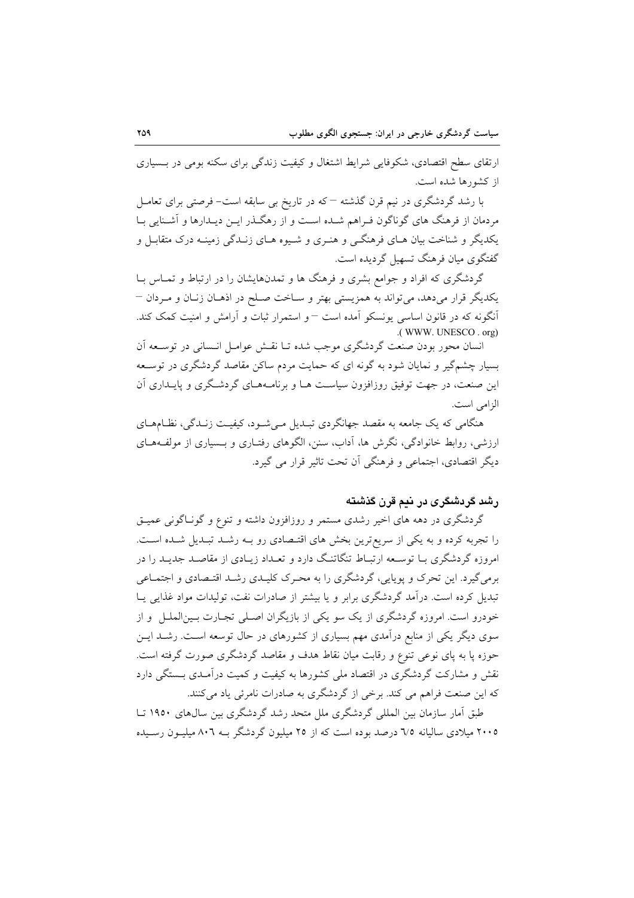ارتقای سطح اقتصادی، شکوفایی شرایط اشتغال و کیفیت زندگی برای سکنه بومی در بسیاری از کشورها شده است.

با رشد گردشگری در نیم قرن گذشته – که در تاریخ بی سابقه است– فرصتی برای تعامل مردمان از فرهنگ های گوناگون فراهم شده است و از رهگذر این دیدارها و آشنایی با یکدیگر و شناخت بیان های فرهنگی و هنری و شیوه های زندگی زمینه درک متقابل و گفتگوی میان فرهنگ تسهیل گردیده است.

گردشگری که افراد و جوامع بشری و فرهنگ ها و تمدن‌هایشان را در ارتباط و تماس با یکدیگر قرار می‌دهد، می‌تواند به همزیستی بهتر و ساخت صلح در اذهان زنان و مردان – آنگونه که در قانون اساسی یونسکو آمده است – و استمرار ثبات و آرامش و امنیت کمک کند. (WWW. UNESCO . org).

انسان محور بودن صنعت گردشگری موجب شده تا نقش عوامل انسانی در توسعه آن بسیار چشم‌گیر و نمایان شود به گونه ای که حمایت مردم ساکن مقاصد گردشگری در توسعه این صنعت، در جهت توفیق روزافزون سیاست ها و برنامه‌های گردشگری و پایداری آن الزامی است.

هنگامی که یک جامعه به مقصد جهانگردی تبدیل می‌شود، کیفیت زندگی، نظام‌های ارزشی، روابط خانوادگی، نگرش ها، آداب، سنن، الگوهای رفتاری و بسیاری از مولفه‌های دیگر اقتصادی، اجتماعی و فرهنگی آن تحت تاثیر قرار می گیرد.

## رشد گردشگری در نیم قرن گذشته

گردشگری در دهه های اخیر رشدی مستمر و روزافزون داشته و تنوع و گوناگونی عمیق را تجربه کرده و به یکی از سریع‌ترین بخش های اقتصادی رو به رشد تبدیل شده است. امروزه گردشگری با توسعه ارتباط تنگاتنگ دارد و تعداد زیادی از مقاصد جدید را در برمی‌گیرد. این تحرک و پویایی، گردشگری را به محرک کلیدی رشد اقتصادی و اجتماعی تبدیل کرده است. درآمد گردشگری برابر و یا بیشتر از صادرات نفت، تولیدات مواد غذایی یا خودرو است. امروزه گردشگری از یک سو یکی از بازیگران اصلی تجارت بین‌الملل و از سوی دیگر یکی از منابع درآمدی مهم بسیاری از کشورهای در حال توسعه است. رشد این حوزه پا به پای نوعی تنوع و رقابت میان نقاط هدف و مقاصد گردشگری صورت گرفته است. نقش و مشارکت گردشگری در اقتصاد ملی کشورها به کیفیت و کمیت درآمدی بستگی دارد که این صنعت فراهم می کند. برخی از گردشگری به صادرات نامرئی یاد می‌کنند.

طبق آمار سازمان بین المللی گردشگری ملل متحد رشد گردشگری بین سال‌های ۱۹۵۰ تا ۲۰۰۵ میلادی سالیانه ٦/٥ درصد بوده است که از ۲۵ میلیون گردشگر به ۸۰٦ میلیون رسیده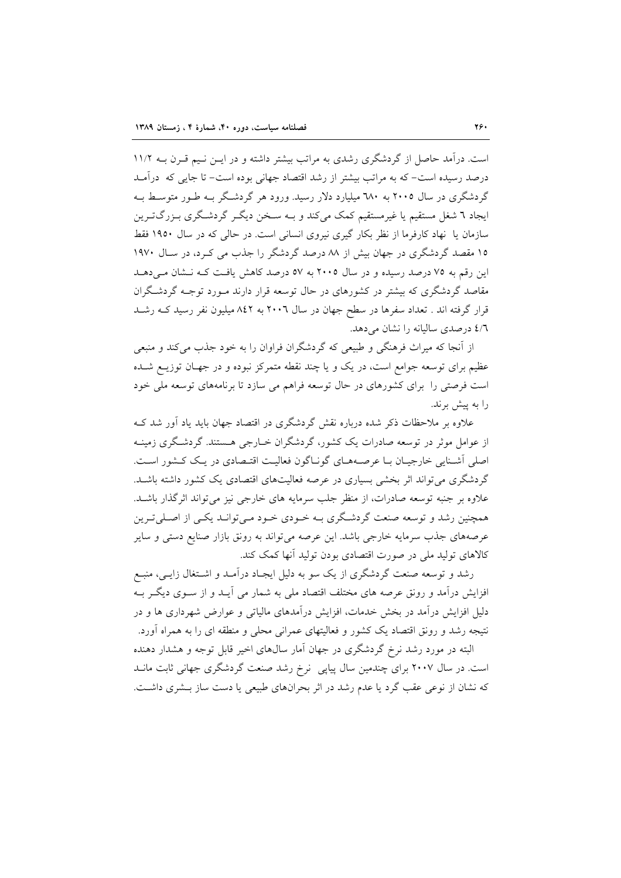است. درآمد حاصل از گردشگری رشدی به مراتب بیشتر داشته و در این نیم قرن به ۱۱/۲ درصد رسیده است- که به مراتب بیشتر از رشد اقتصاد جهانی بوده است- تا جایی که درآمد گردشگری در سال ۲۰۰۵ به ٦٨٠ میلیارد دلار رسید. ورود هر گردشگر به طور متوسط به ایجاد ٦ شغل مستقیم یا غیرمستقیم کمک می‌کند و به سخن دیگر گردشگری بزرگ‌ترین سازمان یا نهاد کارفرما از نظر بکار گیری نیروی انسانی است. در حالی که در سال ۱۹۵۰ فقط ۱۵ مقصد گردشگری در جهان بیش از ۸۸ درصد گردشگر را جذب می کرد، در سال ۱۹۷۰ این رقم به ۷۵ درصد رسیده و در سال ۲۰۰۵ به ۵۷ درصد کاهش یافت که نشان می‌دهد مقاصد گردشگری که بیشتر در کشورهای در حال توسعه قرار دارند مورد توجه گردشگران قرار گرفته اند . تعداد سفرها در سطح جهان در سال ۲۰۰٦ به ٨٤٢ میلیون نفر رسید که رشد ٤/٦ درصدی سالیانه را نشان می‌دهد.

از آنجا که میراث فرهنگی و طبیعی که گردشگران فراوان را به خود جذب می‌کند و منبعی عظیم برای توسعه جوامع است، در یک و یا چند نقطه متمرکز نبوده و در جهان توزیع شده است فرصتی را برای کشورهای در حال توسعه فراهم می سازد تا برنامه‌های توسعه ملی خود را به پیش برند.

علاوه بر ملاحظات ذکر شده درباره نقش گردشگری در اقتصاد جهان باید یاد آور شد که از عوامل موثر در توسعه صادرات یک کشور، گردشگران خارجی هستند. گردشگری زمینه اصلی آشنایی خارجیان با عرصه‌های گوناگون فعالیت اقتصادی در یک کشور است. گردشگری می‌تواند اثر بخشی بسیاری در عرصه فعالیت‌های اقتصادی یک کشور داشته باشد. علاوه بر جنبه توسعه صادرات، از منظر جلب سرمایه های خارجی نیز می‌تواند اثرگذار باشد. همچنین رشد و توسعه صنعت گردشگری به خودی خود می‌تواند یکی از اصلی‌ترین عرصه‌های جذب سرمایه خارجی باشد. این عرصه می‌تواند به رونق بازار صنایع دستی و سایر کالاهای تولید ملی در صورت اقتصادی بودن تولید آنها کمک کند.

رشد و توسعه صنعت گردشگری از یک سو به دلیل ایجاد درآمد و اشتغال زایی، منبع افزایش درآمد و رونق عرصه های مختلف اقتصاد ملی به شمار می آید و از سوی دیگر به دلیل افزایش درآمد در بخش خدمات، افزایش درآمدهای مالیاتی و عوارض شهرداری ها و در نتیجه رشد و رونق اقتصاد یک کشور و فعالیتهای عمرانی محلی و منطقه ای را به همراه آورد.

البته در مورد رشد نرخ گردشگری در جهان آمار سال‌های اخیر قابل توجه و هشدار دهنده است. در سال ۲۰۰۷ برای چندمین سال پیاپی نرخ رشد صنعت گردشگری جهانی ثابت ماند که نشان از نوعی عقب گرد یا عدم رشد در اثر بحران‌های طبیعی یا دست ساز بشری داشت.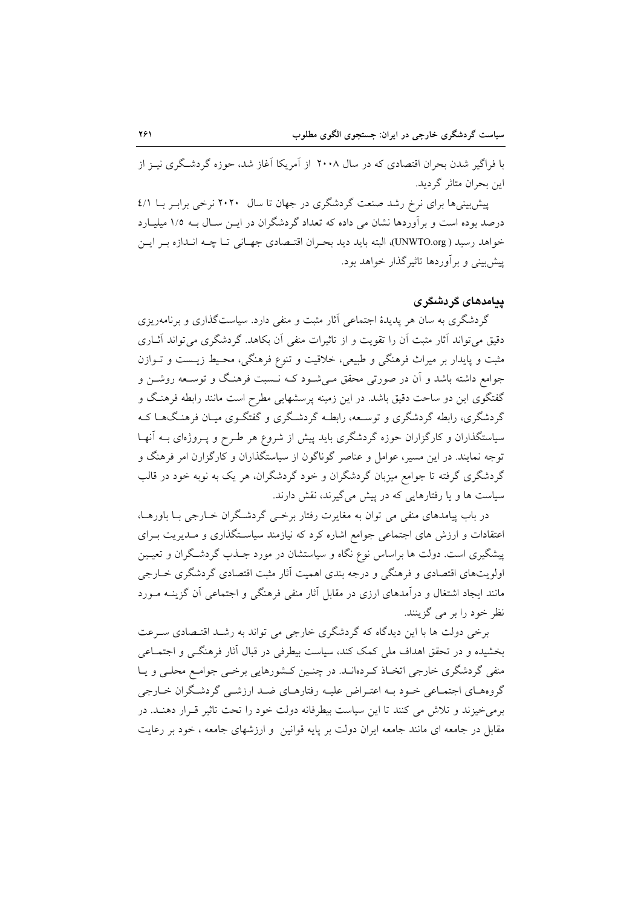با فراگیر شدن بحران اقتصادی که در سال ۲۰۰۸ از آمریکا آغاز شد، حوزه گردشگری نیز از این بحران متاثر گردید.

پیش‌بینی‌ها برای نرخ رشد صنعت گردشگری در جهان تا سال ۲۰۲۰ نرخی برابر با ٤/١ درصد بوده است و برآوردها نشان می داده که تعداد گردشگران در این سال به ۱/۵ میلیارد خواهد رسید ( UNWTO.org)، البته باید دید بحران اقتصادی جهانی تا چه اندازه بر این پیش‌بینی و برآوردها تاثیرگذار خواهد بود.

## پیامدهای گردشگری

گردشگری به سان هر پدیدهٔ اجتماعی آثار مثبت و منفی دارد. سیاستگذاری و برنامه‌ریزی دقیق می‌تواند آثار مثبت آن را تقویت و از تاثیرات منفی آن بکاهد. گردشگری می‌تواند آثاری مثبت و پایدار بر میراث فرهنگی و طبیعی، خلاقیت و تنوع فرهنگی، محیط زیست و توازن جوامع داشته باشد و آن در صورتی محقق می‌شود که نسبت فرهنگ و توسعه روشن و گفتگوی این دو ساحت دقیق باشد. در این زمینه پرسشهایی مطرح است مانند رابطه فرهنگ و گردشگری، رابطه گردشگری و توسعه، رابطه گردشگری و گفتگوی میان فرهنگ‌ها که سیاستگذاران و کارگزاران حوزه گردشگری باید پیش از شروع هر طرح و پروژه‌ای به آنها توجه نمایند. در این مسیر، عوامل و عناصر گوناگون از سیاستگذاران و کارگزارن امر فرهنگ و گردشگری گرفته تا جوامع میزبان گردشگران و خود گردشگران، هر یک به نوبه خود در قالب سیاست ها و یا رفتارهایی که در پیش می‌گیرند، نقش دارند.

در باب پیامدهای منفی می توان به مغایرت رفتار برخی گردشگران خارجی با باورها، اعتقادات و ارزش های اجتماعی جوامع اشاره کرد که نیازمند سیاستگذاری و مدیریت برای پیشگیری است. دولت ها براساس نوع نگاه و سیاستشان در مورد جذب گردشگران و تعیین اولویت‌های اقتصادی و فرهنگی و درجه بندی اهمیت آثار مثبت اقتصادی گردشگری خارجی مانند ایجاد اشتغال و درآمدهای ارزی در مقابل آثار منفی فرهنگی و اجتماعی آن گزینه مورد نظر خود را بر می گزینند.

برخی دولت ها با این دیدگاه که گردشگری خارجی می تواند به رشد اقتصادی سرعت بخشیده و در تحقق اهداف ملی کمک کند، سیاست بیطرفی در قبال آثار فرهنگی و اجتماعی منفی گردشگری خارجی اتخاذ کرده‌اند. در چنین کشورهایی برخی جوامع محلی و یا گروههای اجتماعی خود به اعتراض علیه رفتارهای ضد ارزشی گردشگران خارجی برمی‌خیزند و تلاش می کنند تا این سیاست بیطرفانه دولت خود را تحت تاثیر قرار دهند. در مقابل در جامعه ای مانند جامعه ایران دولت بر پایه قوانین و ارزشهای جامعه ، خود بر رعایت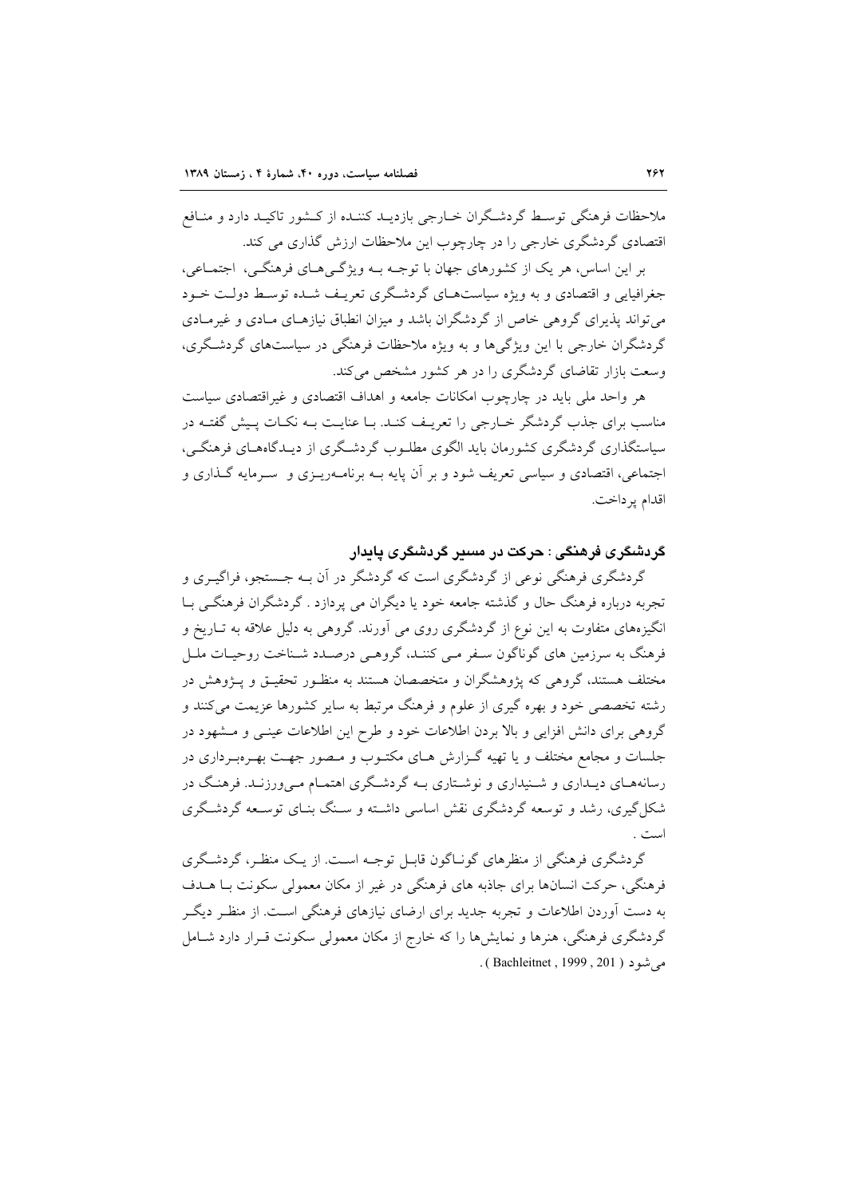ملاحظات فرهنگی توسط گردشگران خارجی بازدید کننده از کشور تاکید دارد و منافع اقتصادی گردشگری خارجی را در چارچوب این ملاحظات ارزش گذاری می کند.

بر این اساس، هر یک از کشورهای جهان با توجه به ویژگی‌های فرهنگی، اجتماعی، جغرافیایی و اقتصادی و به ویژه سیاست‌های گردشگری تعریف شده توسط دولت خود می‌تواند پذیرای گروهی خاص از گردشگران باشد و میزان انطباق نیازهای مادی و غیرمادی گردشگران خارجی با این ویژگی‌ها و به ویژه ملاحظات فرهنگی در سیاست‌های گردشگری، وسعت بازار تقاضای گردشگری را در هر کشور مشخص می‌کند.

هر واحد ملی باید در چارچوب امکانات جامعه و اهداف اقتصادی و غیراقتصادی سیاست مناسب برای جذب گردشگر خارجی را تعریف کند. با عنایت به نکات پیش گفته در سیاستگذاری گردشگری کشورمان باید الگوی مطلوب گردشگری از دیدگاه‌های فرهنگی، اجتماعی، اقتصادی و سیاسی تعریف شود و بر آن پایه به برنامه‌ریزی و سرمایه گذاری و اقدام پرداخت.

## گردشگری فرهنگی : حرکت در مسیر گردشگری پایدار

گردشگری فرهنگی نوعی از گردشگری است که گردشگر در آن به جستجو، فراگیری و تجربه درباره فرهنگ حال و گذشته جامعه خود یا دیگران می پردازد . گردشگران فرهنگی با انگیزه‌های متفاوت به این نوع از گردشگری روی می آورند. گروهی به دلیل علاقه به تاریخ و فرهنگ به سرزمین های گوناگون سفر می کنند، گروهی درصدد شناخت روحیات ملل مختلف هستند، گروهی که پژوهشگران و متخصصان هستند به منظور تحقیق و پژوهش در رشته تخصصی خود و بهره گیری از علوم و فرهنگ مرتبط به سایر کشورها عزیمت می‌کنند و گروهی برای دانش افزایی و بالا بردن اطلاعات خود و طرح این اطلاعات عینی و مشهود در جلسات و مجامع مختلف و یا تهیه گزارش های مکتوب و مصور جهت بهره‌برداری در رسانه‌های دیداری و شنیداری و نوشتاری به گردشگری اهتمام می‌ورزند. فرهنگ در شکل‌گیری، رشد و توسعه گردشگری نقش اساسی داشته و سنگ بنای توسعه گردشگری است .

گردشگری فرهنگی از منظرهای گوناگون قابل توجه است. از یک منظر، گردشگری فرهنگی، حرکت انسان‌ها برای جاذبه های فرهنگی در غیر از مکان معمولی سکونت با هدف به دست آوردن اطلاعات و تجربه جدید برای ارضای نیازهای فرهنگی است. از منظر دیگر گردشگری فرهنگی، هنرها و نمایش‌ها را که خارج از مکان معمولی سکونت قرار دارد شامل می‌شود ( Bachleitnet , 1999 , 201 ).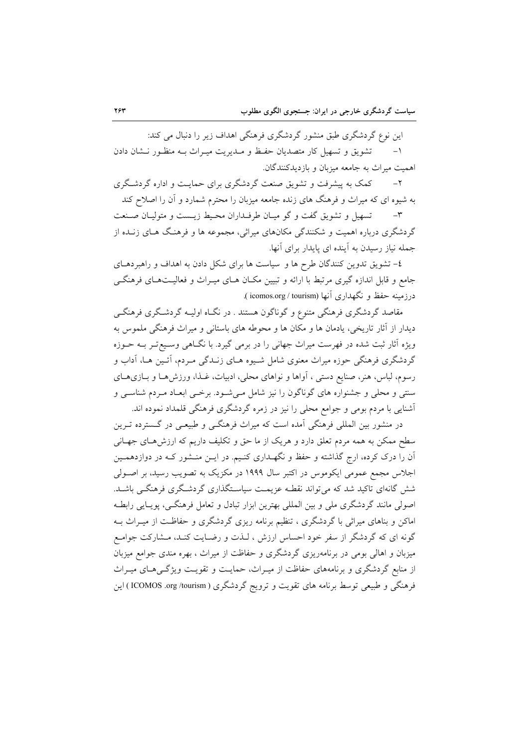این نوع گردشگری طبق منشور گردشگری فرهنگی اهداف زیر را دنبال می کند:

۱- تشویق و تسهیل کار متصدیان حفظ و مدیریت میراث به منظور نشان دادن اهمیت میراث به جامعه میزبان و بازدیدکنندگان.

۲- کمک به پیشرفت و تشویق صنعت گردشگری برای حمایت و اداره گردشگری به شیوه ای که میراث و فرهنگ های زنده جامعه میزبان را محترم شمارد و آن را اصلاح کند

۳- تسهیل و تشویق گفت و گو میان طرفداران محیط زیست و متولیان صنعت گردشگری درباره اهمیت و شکنندگی مکان‌های میراثی، مجموعه ها و فرهنگ های زنده از جمله نیاز رسیدن به آینده ای پایدار برای آنها.

٤- تشویق تدوین کنندگان طرح ها و سیاست ها برای شکل دادن به اهداف و راهبردهای جامع و قابل اندازه گیری مرتبط با ارائه و تبیین مکان های میراث و فعالیت‌های فرهنگی درزمینه حفظ و نگهداری آنها (icomos.org / tourism ).

مقاصد گردشگری فرهنگی متنوع و گوناگون هستند . در نگاه اولیه گردشگری فرهنگی دیدار از آثار تاریخی، یادمان ها و مکان ها و محوطه های باستانی و میراث فرهنگی ملموس به ویژه آثار ثبت شده در فهرست میراث جهانی را در برمی گیرد. با نگاهی وسیع‌تر به حوزه گردشگری فرهنگی حوزه میراث معنوی شامل شیوه های زندگی مردم، آئین ها، آداب و رسوم، لباس، هنر، صنایع دستی ، آواها و نواهای محلی، ادبیات، غذا، ورزش‌ها و بازی‌های سنتی و محلی و جشنواره های گوناگون را نیز شامل می‌شود. برخی ابعاد مردم شناسی و آشنایی با مردم بومی و جوامع محلی را نیز در زمره گردشگری فرهنگی قلمداد نموده اند.

در منشور بین المللی فرهنگی آمده است که میراث فرهنگی و طبیعی در گسترده ترین سطح ممکن به همه مردم تعلق دارد و هریک از ما حق و تکلیف داریم که ارزش‌های جهانی آن را درک کرده، ارج گذاشته و حفظ و نگهداری کنیم. در این منشور که در دوازدهمین اجلاس مجمع عمومی ایکوموس در اکتبر سال ۱۹۹۹ در مکزیک به تصویب رسید، بر اصولی شش گانه‌ای تاکید شد که می‌تواند نقطه عزیمت سیاستگذاری گردشگری فرهنگی باشد. اصولی مانند گردشگری ملی و بین المللی بهترین ابزار تبادل و تعامل فرهنگی، پویایی رابطه اماکن و بناهای میراثی با گردشگری ، تنظیم برنامه ریزی گردشگری و حفاظت از میراث به گونه ای که گردشگر از سفر خود احساس ارزش ، لذت و رضایت کند، مشارکت جوامع میزبان و اهالی بومی در برنامه‌ریزی گردشگری و حفاظت از میراث ، بهره مندی جوامع میزبان از منابع گردشگری و برنامه‌های حفاظت از میراث، حمایت و تقویت ویژگی‌های میراث فرهنگی و طبیعی توسط برنامه های تقویت و ترویج گردشگری ( ICOMOS .org /tourism ) این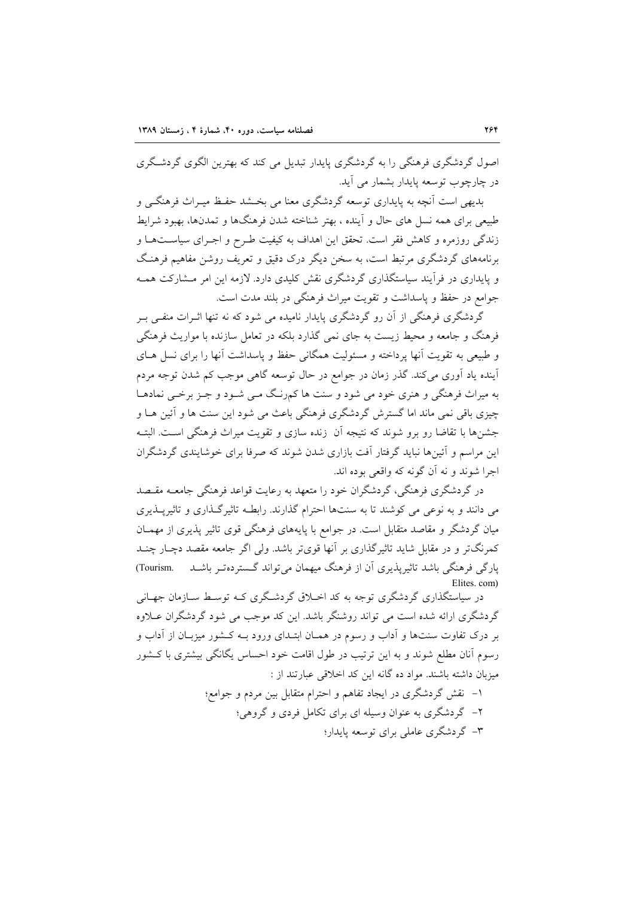اصول گردشگری فرهنگی را به گردشگری پایدار تبدیل می کند که بهترین الگوی گردشگری در چارچوب توسعه پایدار بشمار می آید.

بدیهی است آنچه به پایداری توسعه گردشگری معنا می بخشد حفظ میراث فرهنگی و طبیعی برای همه نسل های حال و آینده ، بهتر شناخته شدن فرهنگ‌ها و تمدن‌ها، بهبود شرایط زندگی روزمره و کاهش فقر است. تحقق این اهداف به کیفیت طرح و اجرای سیاست‌ها و برنامه‌های گردشگری مرتبط است، به سخن دیگر درک دقیق و تعریف روشن مفاهیم فرهنگ و پایداری در فرآیند سیاستگذاری گردشگری نقش کلیدی دارد. لازمه این امر مشارکت همه جوامع در حفظ و پاسداشت و تقویت میراث فرهنگی در بلند مدت است.

گردشگری فرهنگی از آن رو گردشگری پایدار نامیده می شود که نه تنها اثرات منفی بر فرهنگ و جامعه و محیط زیست به جای نمی گذارد بلکه در تعامل سازنده با مواریث فرهنگی و طبیعی به تقویت آنها پرداخته و مسئولیت همگانی حفظ و پاسداشت آنها را برای نسل های آینده یاد آوری می‌کند. گذر زمان در جوامع در حال توسعه گاهی موجب کم شدن توجه مردم به میراث فرهنگی و هنری خود می شود و سنت ها کمرنگ می شود و جز برخی نمادها چیزی باقی نمی ماند اما گسترش گردشگری فرهنگی باعث می شود این سنت ها و آئین ها و جشن‌ها با تقاضا رو برو شوند که نتیجه آن زنده سازی و تقویت میراث فرهنگی است. البته این مراسم و آئین‌ها نباید گرفتار آفت بازاری شدن شوند که صرفا برای خوشایندی گردشگران اجرا شوند و نه آن گونه که واقعی بوده اند.

در گردشگری فرهنگی، گردشگران خود را متعهد به رعایت قواعد فرهنگی جامعه مقصد می دانند و به نوعی می کوشند تا به سنت‌ها احترام گذارند. رابطه تاثیرگذاری و تاثیرپذیری میان گردشگر و مقاصد متقابل است. در جوامع با پایه‌های فرهنگی قوی تاثیر پذیری از مهمان کمرنگ‌تر و در مقابل شاید تاثیرگذاری بر آنها قوی‌تر باشد. ولی اگر جامعه مقصد دچار چند پارگی فرهنگی باشد تاثیرپذیری آن از فرهنگ میهمان می‌تواند گسترده‌تر باشد (Tourism. Elites. com)

در سیاستگذاری گردشگری توجه به کد اخلاق گردشگری که توسط سازمان جهانی گردشگری ارائه شده است می تواند روشنگر باشد. این کد موجب می شود گردشگران علاوه بر درک تفاوت سنت‌ها و آداب و رسوم در همان ابتدای ورود به کشور میزبان از آداب و رسوم آنان مطلع شوند و به این ترتیب در طول اقامت خود احساس یگانگی بیشتری با کشور میزبان داشته باشند. مواد ده گانه این کد اخلاقی عبارتند از :

۱- نقش گردشگری در ایجاد تفاهم و احترام متقابل بین مردم و جوامع؛

۲- گردشگری به عنوان وسیله ای برای تکامل فردی و گروهی؛

۳- گردشگری عاملی برای توسعه پایدار؛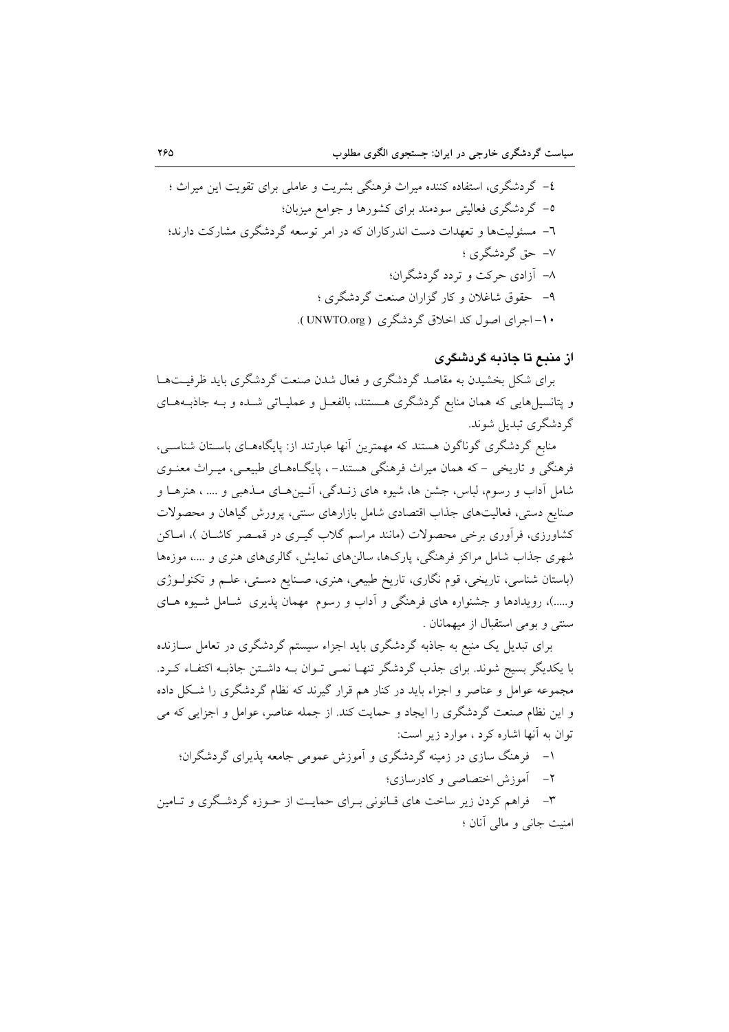٤- گردشگری، استفاده کننده میراث فرهنگی بشریت و عاملی برای تقویت این میراث ؛

٥- گردشگری فعالیتی سودمند برای کشورها و جوامع میزبان؛

٦- مسئولیت‌ها و تعهدات دست اندرکاران که در امر توسعه گردشگری مشارکت دارند؛

٧- حق گردشگری ؛

٨- آزادی حرکت و تردد گردشگران؛

٩- حقوق شاغلان و کار گزاران صنعت گردشگری ؛

١٠- اجرای اصول کد اخلاق گردشگری ( UNWTO.org ).

### از منبع تا جاذبه گردشگری

برای شکل بخشیدن به مقاصد گردشگری و فعال شدن صنعت گردشگری باید ظرفیت‌ها و پتانسیل‌هایی که همان منابع گردشگری هستند، بالفعل و عملیاتی شده و به جاذبه‌های گردشگری تبدیل شوند.

منابع گردشگری گوناگون هستند که مهمترین آنها عبارتند از: پایگاه‌های باستان شناسی، فرهنگی و تاریخی - که همان میراث فرهنگی هستند- ، پایگاه‌های طبیعی، میراث معنوی شامل آداب و رسوم، لباس، جشن ها، شیوه های زندگی، آئین‌های مذهبی و .... ، هنرها و صنایع دستی، فعالیت‌های جذاب اقتصادی شامل بازارهای سنتی، پرورش گیاهان و محصولات کشاورزی، فرآوری برخی محصولات (مانند مراسم گلاب گیری در قمصر کاشان )، اماکن شهری جذاب شامل مراکز فرهنگی، پارک‌ها، سالن‌های نمایش، گالری‌های هنری و ....، موزه‌ها (باستان شناسی، تاریخی، قوم نگاری، تاریخ طبیعی، هنری، صنایع دستی، علم و تکنولوژی و.....)، رویدادها و جشنواره های فرهنگی و آداب و رسوم مهمان پذیری شامل شیوه های سنتی و بومی استقبال از میهمانان .

برای تبدیل یک منبع به جاذبه گردشگری باید اجزاء سیستم گردشگری در تعامل سازنده با یکدیگر بسیج شوند. برای جذب گردشگر تنها نمی توان به داشتن جاذبه اکتفاء کرد. مجموعه عوامل و عناصر و اجزاء باید در کنار هم قرار گیرند که نظام گردشگری را شکل داده و این نظام صنعت گردشگری را ایجاد و حمایت کند. از جمله عناصر، عوامل و اجزایی که می توان به آنها اشاره کرد ، موارد زیر است:

١- فرهنگ سازی در زمینه گردشگری و آموزش عمومی جامعه پذیرای گردشگران؛

٢- آموزش اختصاصی و کادرسازی؛

٣- فراهم کردن زیر ساخت های قانونی برای حمایت از حوزه گردشگری و تامین امنیت جانی و مالی آنان ؛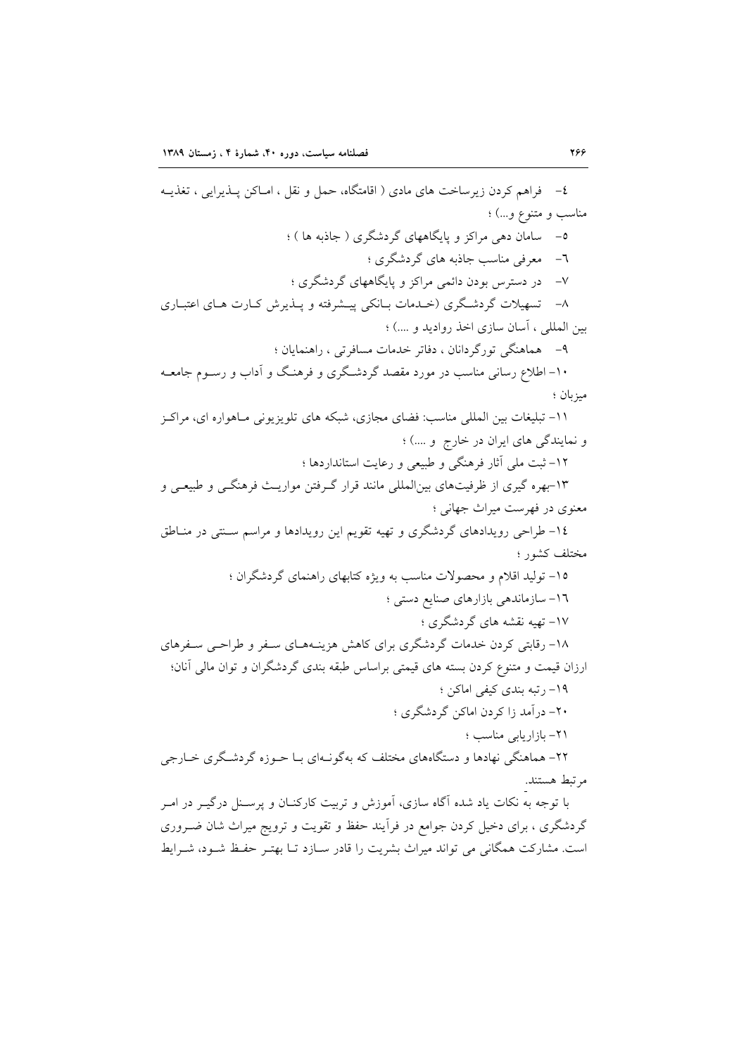٤- فراهم کردن زیرساخت های مادی ( اقامتگاه، حمل و نقل ، اماکن پذیرایی ، تغذیه مناسب و متنوع و...) ؛

٥- سامان دهی مراکز و پایگاههای گردشگری ( جاذبه ها ) ؛

٦- معرفی مناسب جاذبه های گردشگری ؛

٧- در دسترس بودن دائمی مراکز و پایگاههای گردشگری ؛

٨- تسهیلات گردشگری (خدمات بانکی پیشرفته و پذیرش کارت های اعتباری بین المللی ، آسان سازی اخذ روادید و ....) ؛

٩- هماهنگی تورگردانان ، دفاتر خدمات مسافرتی ، راهنمایان ؛

١٠- اطلاع رسانی مناسب در مورد مقصد گردشگری و فرهنگ و آداب و رسوم جامعه میزبان ؛

١١- تبلیغات بین المللی مناسب: فضای مجازی، شبکه های تلویزیونی ماهواره ای، مراکز و نمایندگی های ایران در خارج و ....) ؛

١٢- ثبت ملی آثار فرهنگی و طبیعی و رعایت استانداردها ؛

١٣-بهره گیری از ظرفیت‌های بین‌المللی مانند قرار گرفتن مواریث فرهنگی و طبیعی و معنوی در فهرست میراث جهانی ؛

١٤- طراحی رویدادهای گردشگری و تهیه تقویم این رویدادها و مراسم سنتی در مناطق مختلف کشور ؛

١٥- تولید اقلام و محصولات مناسب به ویژه کتابهای راهنمای گردشگران ؛

١٦- سازماندهی بازارهای صنایع دستی ؛

١٧- تهیه نقشه های گردشگری ؛

١٨- رقابتی کردن خدمات گردشگری برای کاهش هزینه‌های سفر و طراحی سفرهای ارزان قیمت و متنوع کردن بسته های قیمتی براساس طبقه بندی گردشگران و توان مالی آنان؛

١٩- رتبه بندی کیفی اماکن ؛

٢٠- درآمد زا کردن اماکن گردشگری ؛

٢١- بازاریابی مناسب ؛

٢٢- هماهنگی نهادها و دستگاه‌های مختلف که به‌گونه‌ای با حوزه گردشگری خارجی مرتبط هستند.

با توجه به نکات یاد شده آگاه سازی، آموزش و تربیت کارکنان و پرسنل درگیر در امر گردشگری ، برای دخیل کردن جوامع در فرآیند حفظ و تقویت و ترویج میراث شان ضروری است. مشارکت همگانی می تواند میراث بشریت را قادر سازد تا بهتر حفظ شود، شرایط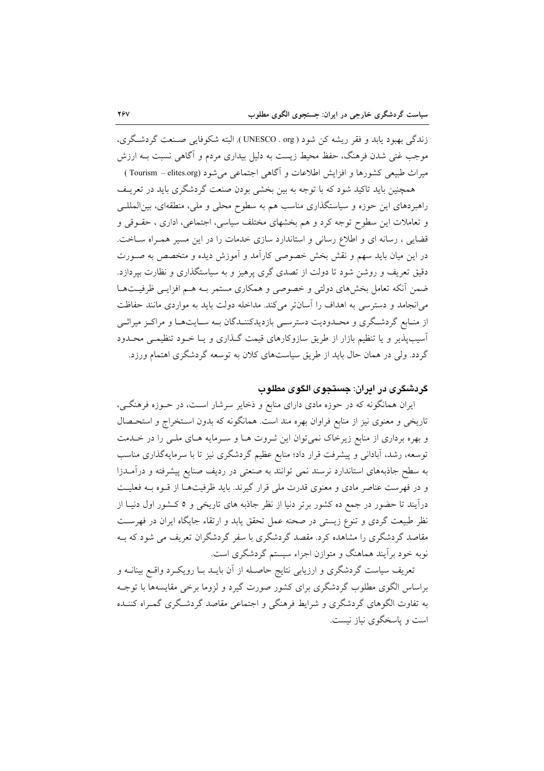زندگی بهبود یابد و فقر ریشه کن شود ( UNESCO . org ). البته شکوفایی صنعت گردشگری، موجب غنی شدن فرهنگ، حفظ محیط زیست به دلیل بیداری مردم و آگاهی نسبت به ارزش میراث طبیعی کشورها و افزایش اطلاعات و آگاهی اجتماعی می‌شود (Tourism – elites.org )

همچنین باید تاکید شود که با توجه به بین بخشی بودن صنعت گردشگری باید در تعریف راهبردهای این حوزه و سیاستگذاری مناسب هم به سطوح محلی و ملی، منطقه‌ای، بین‌المللی و تعاملات این سطوح توجه کرد و هم بخشهای مختلف سیاسی، اجتماعی، اداری ، حقوقی و قضایی ، رسانه ای و اطلاع رسانی و استاندارد سازی خدمات را در این مسیر همراه ساخت. در این میان باید سهم و نقش بخش خصوصی کارآمد و آموزش دیده و متخصص به صورت دقیق تعریف و روشن شود تا دولت از تصدی گری پرهیز و به سیاستگذاری و نظارت بپردازد. ضمن آنکه تعامل بخش‌های دولتی و خصوصی و همکاری مستمر به هم افزایی ظرفیت‌ها می‌انجامد و دسترسی به اهداف را آسان‌تر می‌کند. مداخله دولت باید به مواردی مانند حفاظت از منابع گردشگری و محدودیت دسترسی بازدیدکنندگان به سایت‌ها و مراکز میراثی آسیب‌پذیر و یا تنظیم بازار از طریق سازوکارهای قیمت گذاری و یا خود تنظیمی محدود گردد. ولی در همان حال باید از طریق سیاست‌های کلان به توسعه گردشگری اهتمام ورزد.

## گردشگری در ایران: جستجوی الگوی مطلوب

ایران همانگونه که در حوزه مادی دارای منابع و ذخایر سرشار است، در حوزه فرهنگی، تاریخی و معنوی نیز از منابع فراوان بهره مند است. همانگونه که بدون استخراج و استحصال و بهره برداری از منابع زیرخاک نمی‌توان این ثروت ها و سرمایه های ملی را در خدمت توسعه، رشد، آبادانی و پیشرفت قرار داد؛ منابع عظیم گردشگری نیز تا با سرمایه‌گذاری مناسب به سطح جاذبه‌های استاندارد نرسند نمی توانند به صنعتی در ردیف صنایع پیشرفته و درآمدزا و در فهرست عناصر مادی و معنوی قدرت ملی قرار گیرند. باید ظرفیت‌ها از قوه به فعلیت درآیند تا حضور در جمع ده کشور برتر دنیا از نظر جاذبه های تاریخی و ۵ کشور اول دنیا از نظر طبیعت گردی و تنوع زیستی در صحنه عمل تحقق یابد و ارتقاء جایگاه ایران در فهرست مقاصد گردشگری را مشاهده کرد. مقصد گردشگری با سفر گردشگران تعریف می شود که به نوبه خود برآیند هماهنگ و متوازن اجزاء سیستم گردشگری است.

تعریف سیاست گردشگری و ارزیابی نتایج حاصله از آن بایـد بـا رویکـرد واقـع بینانـه و براساس الگوی مطلوب گردشگری برای کشور صورت گیرد و لزوما برخی مقایسه‌ها با توجه به تفاوت الگوهای گردشگری و شرایط فرهنگی و اجتماعی مقاصد گردشگری گمراه کننده است و پاسخگوی نیاز نیست.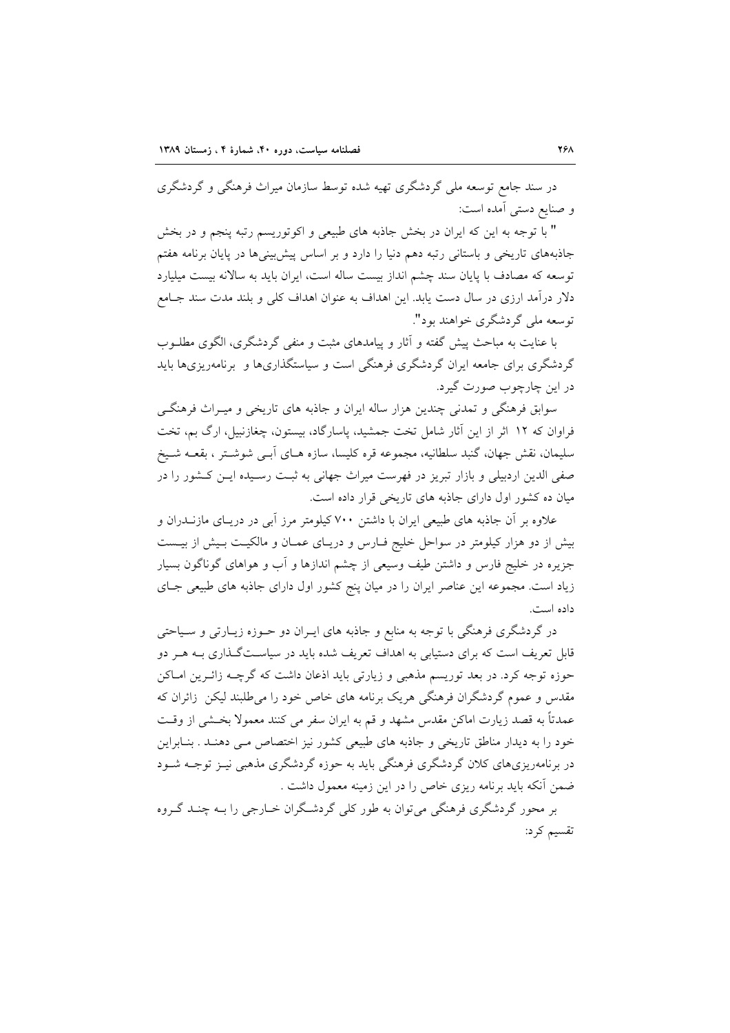در سند جامع توسعه ملی گردشگری تهیه شده توسط سازمان میراث فرهنگی و گردشگری و صنایع دستی آمده است:

" با توجه به این که ایران در بخش جاذبه های طبیعی و اکوتوریسم رتبه پنجم و در بخش جاذبه‌های تاریخی و باستانی رتبه دهم دنیا را دارد و بر اساس پیش‌بینی‌ها در پایان برنامه هفتم توسعه که مصادف با پایان سند چشم انداز بیست ساله است، ایران باید به سالانه بیست میلیارد دلار درآمد ارزی در سال دست یابد. این اهداف به عنوان اهداف کلی و بلند مدت سند جامع توسعه ملی گردشگری خواهند بود".

با عنایت به مباحث پیش گفته و آثار و پیامدهای مثبت و منفی گردشگری، الگوی مطلوب گردشگری برای جامعه ایران گردشگری فرهنگی است و سیاستگذاری‌ها و برنامه‌ریزی‌ها باید در این چارچوب صورت گیرد.

سوابق فرهنگی و تمدنی چندین هزار ساله ایران و جاذبه های تاریخی و میراث فرهنگی فراوان که ۱۲ اثر از این آثار شامل تخت جمشید، پاسارگاد، بیستون، چغازنبیل، ارگ بم، تخت سلیمان، نقش جهان، گنبد سلطانیه، مجموعه قره کلیسا، سازه های آبی شوشتر ، بقعه شیخ صفی الدین اردبیلی و بازار تبریز در فهرست میراث جهانی به ثبت رسیده این کشور را در میان ده کشور اول دارای جاذبه های تاریخی قرار داده است.

علاوه بر آن جاذبه های طبیعی ایران با داشتن ۷۰۰ کیلومتر مرز آبی در دریای مازندران و بیش از دو هزار کیلومتر در سواحل خلیج فارس و دریای عمان و مالکیت بیش از بیست جزیره در خلیج فارس و داشتن طیف وسیعی از چشم اندازها و آب و هواهای گوناگون بسیار زیاد است. مجموعه این عناصر ایران را در میان پنج کشور اول دارای جاذبه های طبیعی جای داده است.

در گردشگری فرهنگی با توجه به منابع و جاذبه های ایران دو حوزه زیارتی و سیاحتی قابل تعریف است که برای دستیابی به اهداف تعریف شده باید در سیاستگذاری به هر دو حوزه توجه کرد. در بعد توریسم مذهبی و زیارتی باید اذعان داشت که گرچه زائرین اماکن مقدس و عموم گردشگران فرهنگی هریک برنامه های خاص خود را می‌طلبند لیکن زائران که عمدتاً به قصد زیارت اماکن مقدس مشهد و قم به ایران سفر می کنند معمولا بخشی از وقت خود را به دیدار مناطق تاریخی و جاذبه های طبیعی کشور نیز اختصاص می دهند . بنابراین در برنامه‌ریزی‌های کلان گردشگری فرهنگی باید به حوزه گردشگری مذهبی نیز توجه شود ضمن آنکه باید برنامه ریزی خاص را در این زمینه معمول داشت .

بر محور گردشگری فرهنگی می‌توان به طور کلی گردشگران خارجی را به چند گروه تقسیم کرد: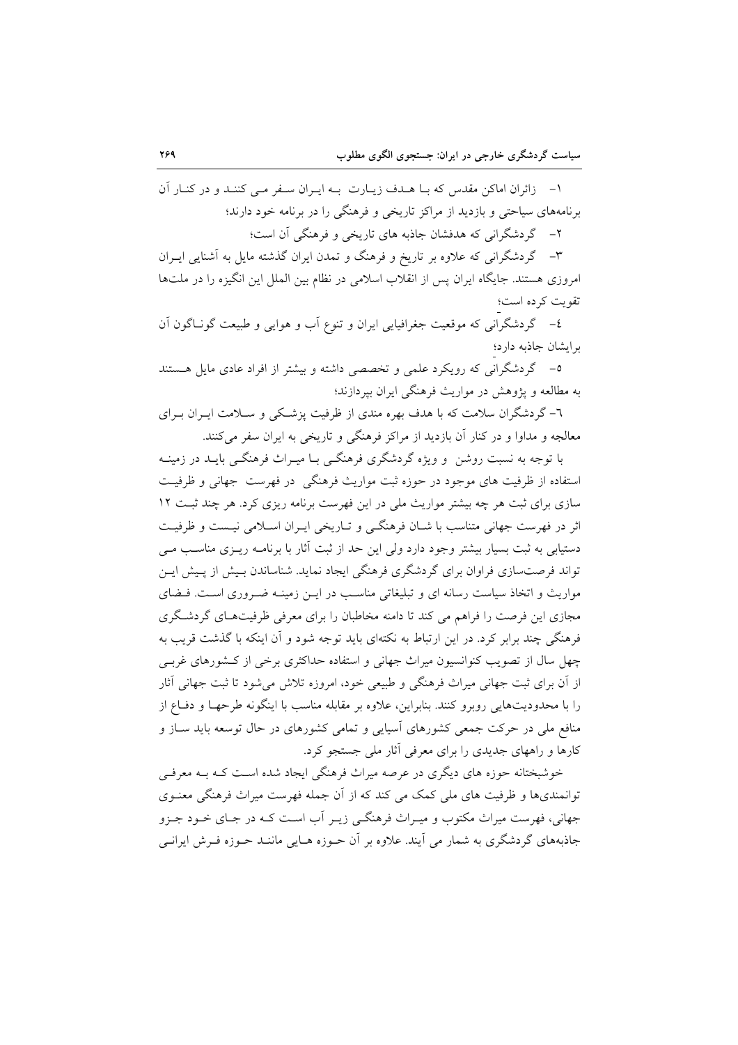۱- زائران اماکن مقدس که با هدف زیارت به ایران سفر می کنند و در کنار آن برنامه‌های سیاحتی و بازدید از مراکز تاریخی و فرهنگی را در برنامه خود دارند؛

۲- گردشگرانی که هدفشان جاذبه های تاریخی و فرهنگی آن است؛

۳- گردشگرانی که علاوه بر تاریخ و فرهنگ و تمدن ایران گذشته مایل به آشنایی ایران امروزی هستند. جایگاه ایران پس از انقلاب اسلامی در نظام بین الملل این انگیزه را در ملت‌ها تقویت کرده است؛

٤- گردشگرانی که موقعیت جغرافیایی ایران و تنوع آب و هوایی و طبیعت گوناگون آن برایشان جاذبه دارد؛

٥- گردشگرانی که رویکرد علمی و تخصصی داشته و بیشتر از افراد عادی مایل هستند به مطالعه و پژوهش در مواریث فرهنگی ایران بپردازند؛

٦- گردشگران سلامت که با هدف بهره مندی از ظرفیت پزشکی و سلامت ایران برای معالجه و مداوا و در کنار آن بازدید از مراکز فرهنگی و تاریخی به ایران سفر می‌کنند.

با توجه به نسبت روشن و ویژه گردشگری فرهنگی با میراث فرهنگی باید در زمینه استفاده از ظرفیت های موجود در حوزه ثبت مواریث فرهنگی در فهرست جهانی و ظرفیت سازی برای ثبت هر چه بیشتر مواریث ملی در این فهرست برنامه ریزی کرد. هر چند ثبت ۱۲ اثر در فهرست جهانی متناسب با شان فرهنگی و تاریخی ایران اسلامی نیست و ظرفیت دستیابی به ثبت بسیار بیشتر وجود دارد ولی این حد از ثبت آثار با برنامه ریزی مناسب می تواند فرصت‌سازی فراوان برای گردشگری فرهنگی ایجاد نماید. شناساندن بیش از پیش این مواریث و اتخاذ سیاست رسانه ای و تبلیغاتی مناسب در این زمینه ضروری است. فضای مجازی این فرصت را فراهم می کند تا دامنه مخاطبان را برای معرفی ظرفیت‌های گردشگری فرهنگی چند برابر کرد. در این ارتباط به نکته‌ای باید توجه شود و آن اینکه با گذشت قریب به چهل سال از تصویب کنوانسیون میراث جهانی و استفاده حداکثری برخی از کشورهای غربی از آن برای ثبت جهانی میراث فرهنگی و طبیعی خود، امروزه تلاش می‌شود تا ثبت جهانی آثار را با محدودیت‌هایی روبرو کنند. بنابراین، علاوه بر مقابله مناسب با اینگونه طرحها و دفاع از منافع ملی در حرکت جمعی کشورهای آسیایی و تمامی کشورهای در حال توسعه باید ساز و کارها و راههای جدیدی را برای معرفی آثار ملی جستجو کرد.

خوشبختانه حوزه های دیگری در عرصه میراث فرهنگی ایجاد شده است که به معرفی توانمندی‌ها و ظرفیت های ملی کمک می کند که از آن جمله فهرست میراث فرهنگی معنوی جهانی، فهرست میراث مکتوب و میراث فرهنگی زیر آب است که در جای خود جزو جاذبه‌های گردشگری به شمار می آیند. علاوه بر آن حوزه هایی مانند حوزه فرش ایرانی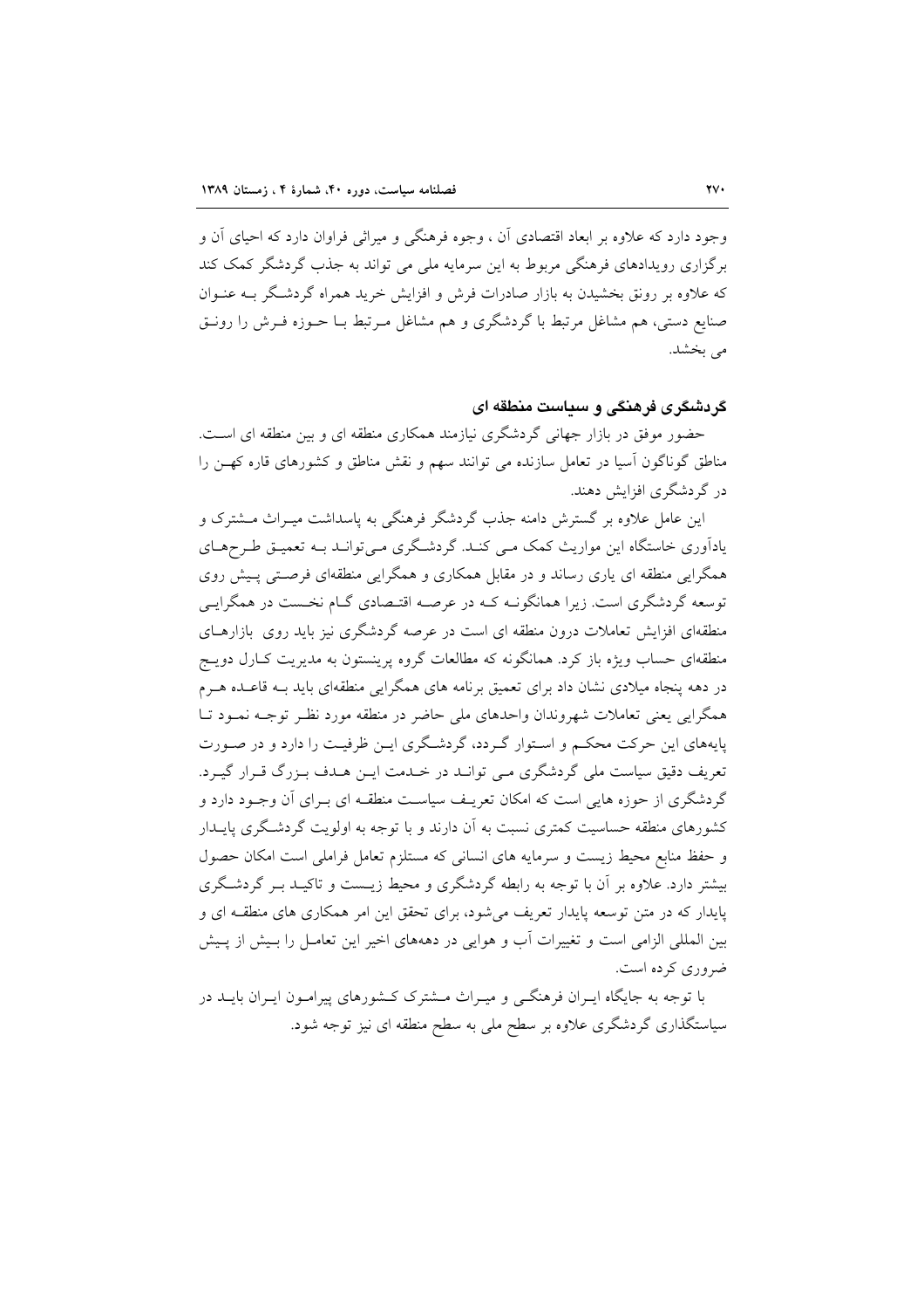وجود دارد که علاوه بر ابعاد اقتصادی آن ، وجوه فرهنگی و میراثی فراوان دارد که احیای آن و برگزاری رویدادهای فرهنگی مربوط به این سرمایه ملی می تواند به جذب گردشگر کمک کند که علاوه بر رونق بخشیدن به بازار صادرات فرش و افزایش خرید همراه گردشگر بـه عنـوان صنایع دستی، هم مشاغل مرتبط با گردشگری و هم مشاغل مـرتبط بـا حـوزه فـرش را رونـق می بخشد.

## گردشگری فرهنگی و سیاست منطقه ای

حضور موفق در بازار جهانی گردشگری نیازمند همکاری منطقه ای و بین منطقه ای اسـت. مناطق گوناگون آسیا در تعامل سازنده می توانند سهم و نقش مناطق و کشورهای قاره کهـن را در گردشگری افزایش دهند.

این عامل علاوه بر گسترش دامنه جذب گردشگر فرهنگی به پاسداشت میـراث مـشترک و یادآوری خاستگاه این مواریث کمک مـی کنـد. گردشـگری مـی‌توانـد بـه تعمیـق طـرح‌هـای همگرایی منطقه ای یاری رساند و در مقابل همکاری و همگرایی منطقه‌ای فرصـتی پـیش روی توسعه گردشگری است. زیرا همانگونـه کـه در عرصـه اقتـصادی گـام نخـست در همگرایـی منطقه‌ای افزایش تعاملات درون منطقه ای است در عرصه گردشگری نیز باید روی بازارهـای منطقه‌ای حساب ویژه باز کرد. همانگونه که مطالعات گروه پرینستون به مدیریت کـارل دویـچ در دهه پنجاه میلادی نشان داد برای تعمیق برنامه های همگرایی منطقه‌ای باید بـه قاعـده هـرم همگرایی یعنی تعاملات شهروندان واحدهای ملی حاضر در منطقه مورد نظـر توجـه نمـود تـا پایه‌های این حرکت محکـم و اسـتوار گـردد، گردشـگری ایـن ظرفیـت را دارد و در صـورت تعریف دقیق سیاست ملی گردشگری مـی توانـد در خـدمت ایـن هـدف بـزرگ قـرار گیـرد. گردشگری از حوزه هایی است که امکان تعریـف سیاسـت منطقـه ای بـرای آن وجـود دارد و کشورهای منطقه حساسیت کمتری نسبت به آن دارند و با توجه به اولویت گردشـگری پایـدار و حفظ منابع محیط زیست و سرمایه های انسانی که مستلزم تعامل فراملی است امکان حصول بیشتر دارد. علاوه بر آن با توجه به رابطه گردشگری و محیط زیـست و تاکیـد بـر گردشـگری پایدار که در متن توسعه پایدار تعریف می‌شود، برای تحقق این امر همکاری های منطقـه ای و بین المللی الزامی است و تغییرات آب و هوایی در دهه‌های اخیر این تعامـل را بـیش از پـیش ضروری کرده است.

با توجه به جایگاه ایـران فرهنگـی و میـراث مـشترک کـشورهای پیرامـون ایـران بایـد در سیاستگذاری گردشگری علاوه بر سطح ملی به سطح منطقه ای نیز توجه شود.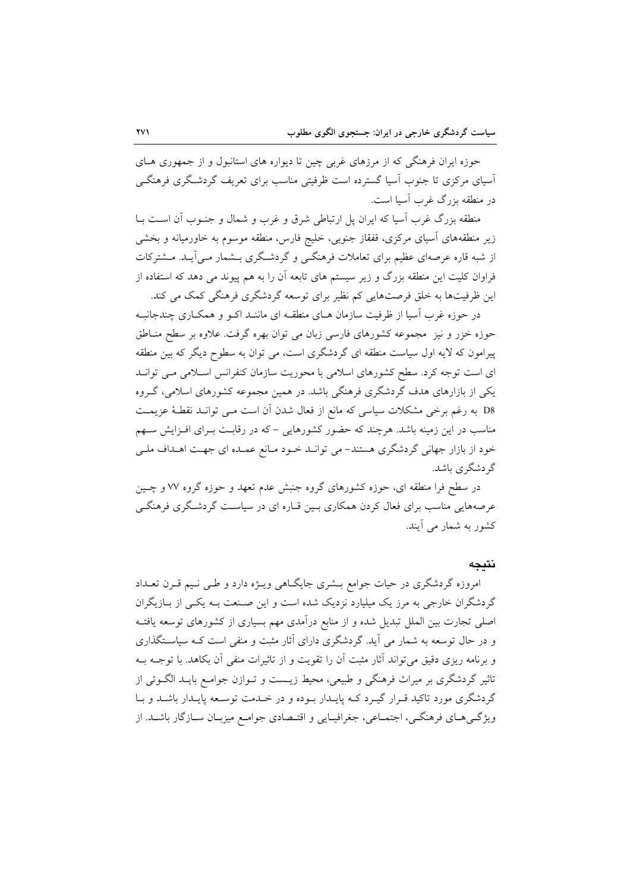حوزه ایران فرهنگی که از مرزهای غربی چین تا دیواره های استانبول و از جمهوری هـای آسیای مرکزی تا جنوب آسیا گسترده است ظرفیتی مناسب برای تعریف گردشـگری فرهنگـی در منطقه بزرگ غرب آسیا است.

منطقه بزرگ غرب آسیا که ایران پل ارتباطی شرق و غرب و شمال و جنـوب آن اسـت بـا زیر منطقه‌های آسیای مرکزی، قفقاز جنوبی، خلیج فارس، منطقه موسوم به خاورمیانه و بخشی از شبه قاره عرصه‌ای عظیم برای تعاملات فرهنگـی و گردشـگری بـشمار مـی‌آیـد. مـشترکات فراوان کلیت این منطقه بزرگ و زیر سیستم های تابعه آن را به هم پیوند می دهد که استفاده از این ظرفیت‌ها به خلق فرصت‌هایی کم نظیر برای توسعه گردشگری فرهنگی کمک می کند.

در حوزه غرب آسیا از ظرفیت سازمان هـای منطقـه ای ماننـد اکـو و همکـاری چندجانبـه حوزه خزر و نیز مجموعه کشورهای فارسی زبان می توان بهره گرفت. علاوه بر سطح منـاطق پیرامون که لایه اول سیاست منطقه ای گردشگری است، می توان به سطوح دیگر که بین منطقه ای است توجه کرد. سطح کشورهای اسلامی با محوریت سازمان کنفرانس اسـلامی مـی توانـد یکی از بازارهای هدف گردشگری فرهنگی باشد. در همین مجموعه کشورهای اسلامی، گـروه D8 به رغم برخی مشکلات سیاسی که مانع از فعال شدن آن است مـی توانـد نقطـهٔ عزیمـت مناسب در این زمینه باشد. هرچند که حضور کشورهایی - که در رقابـت بـرای افـزایش سـهم خود از بازار جهانی گردشگری هستند- می توانـد خـود مـانع عمـده ای جهـت اهـداف ملـی گردشگری باشد.

در سطح فرا منطقه ای، حوزه کشورهای گروه جنبش عدم تعهد و حوزه گروه ۷۷ و چـین عرصه‌هایی مناسب برای فعال کردن همکاری بـین قـاره ای در سیاسـت گردشـگری فرهنگـی کشور به شمار می آیند.

## نتیجه

امروزه گردشگری در حیات جوامع بـشری جایگـاهی ویـژه دارد و طـی نـیم قـرن تعـداد گردشگران خارجی به مرز یک میلیارد نزدیک شده است و این صـنعت بـه یکـی از بـازیگران اصلی تجارت بین الملل تبدیل شده و از منابع درآمدی مهم بسیاری از کشورهای توسعه یافتـه و در حال توسعه به شمار می آید. گردشگری دارای آثار مثبت و منفی است کـه سیاسـتگذاری و برنامه ریزی دقیق می‌تواند آثار مثبت آن را تقویت و از تاثیرات منفی آن بکاهد. با توجـه بـه تاثیر گردشگری بر میراث فرهنگی و طبیعی، محیط زیـست و تـوازن جوامـع بایـد الگـوئی از گردشگری مورد تاکید قـرار گیـرد کـه پایـدار بـوده و در خـدمت توسـعه پایـدار باشـد و بـا ویژگـی‌هـای فرهنگـی، اجتمـاعی، جغرافیـایی و اقتـصادی جوامـع میزبـان سـازگار باشـد. از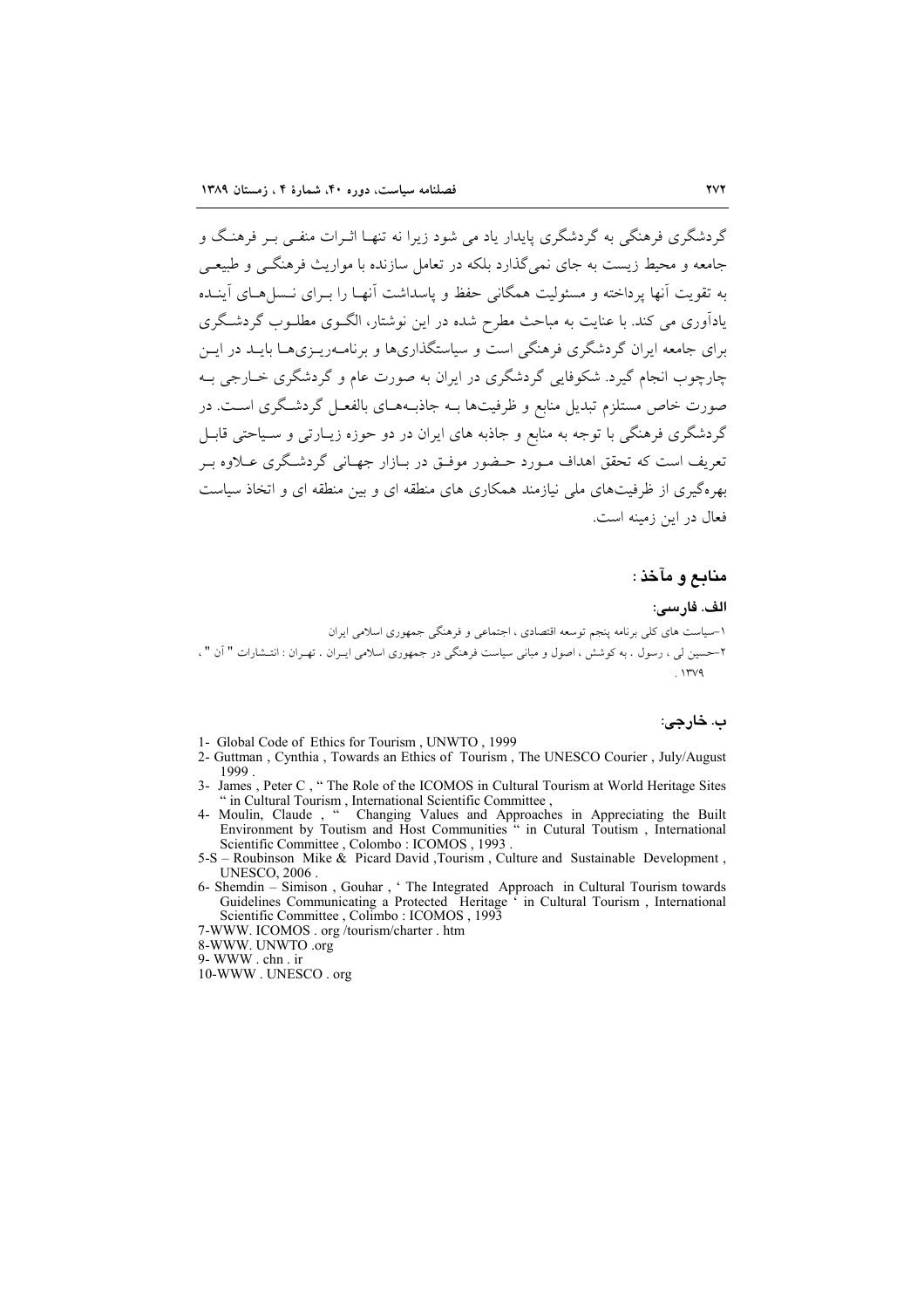گردشگری فرهنگی به گردشگری پایدار یاد می شود زیرا نه تنها اثرات منفی بر فرهنگ و جامعه و محیط زیست به جای نمی‌گذارد بلکه در تعامل سازنده با مواریث فرهنگی و طبیعی به تقویت آنها پرداخته و مسئولیت همگانی حفظ و پاسداشت آنها را برای نسل‌های آینده یادآوری می کند. با عنایت به مباحث مطرح شده در این نوشتار، الگوی مطلوب گردشگری برای جامعه ایران گردشگری فرهنگی است و سیاستگذاری‌ها و برنامه‌ریزی‌ها باید در این چارچوب انجام گیرد. شکوفایی گردشگری در ایران به صورت عام و گردشگری خارجی به صورت خاص مستلزم تبدیل منابع و ظرفیت‌ها به جاذبه‌های بالفعل گردشگری است. در گردشگری فرهنگی با توجه به منابع و جاذبه های ایران در دو حوزه زیارتی و سیاحتی قابل تعریف است که تحقق اهداف مورد حضور موفق در بازار جهانی گردشگری علاوه بر بهره‌گیری از ظرفیت‌های ملی نیازمند همکاری های منطقه ای و بین منطقه ای و اتخاذ سیاست فعال در این زمینه است.

## منابع و مآخذ :

### الف. فارسی:

۱-سیاست های کلی برنامه پنجم توسعه اقتصادی ، اجتماعی و فرهنگی جمهوری اسلامی ایران

۲-حسین لی ، رسول . به کوشش ، اصول و مبانی سیاست فرهنگی در جمهوری اسلامی ایران . تهران : انتشارات " آن " ، ۱۳۷۹ .

### ب. خارجی:

1- Global Code of Ethics for Tourism , UNWTO , 1999

2- Guttman , Cynthia , Towards an Ethics of Tourism , The UNESCO Courier , July/August 1999 .

3- James , Peter C , " The Role of the ICOMOS in Cultural Tourism at World Heritage Sites " in Cultural Tourism , International Scientific Committee ,

4- Moulin, Claude , " Changing Values and Approaches in Appreciating the Built Environment by Toutism and Host Communities " in Cutural Toutism , International Scientific Committee , Colombo : ICOMOS , 1993 .

5-S – Roubinson Mike & Picard David ,Tourism , Culture and Sustainable Development , UNESCO, 2006 .

6- Shemdin – Simison , Gouhar , ' The Integrated Approach in Cultural Tourism towards Guidelines Communicating a Protected Heritage ' in Cultural Tourism , International Scientific Committee , Colimbo : ICOMOS , 1993

7-WWW. ICOMOS . org /tourism/charter . htm

8-WWW. UNWTO .org

9- WWW . chn . ir

10-WWW . UNESCO . org